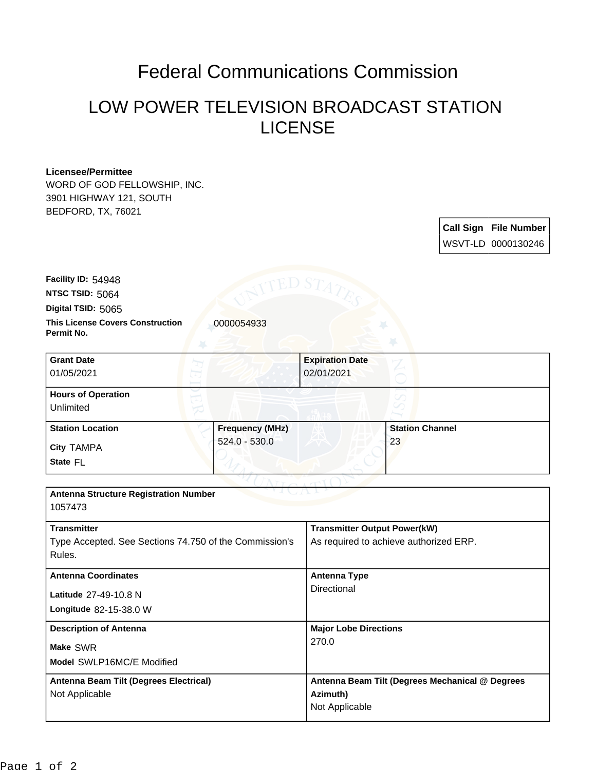# Federal Communications Commission

## LOW POWER TELEVISION BROADCAST STATION LICENSE

**Licensee/Permittee**
WORD OF GOD FELLOWSHIP, INC.
3901 HIGHWAY 121, SOUTH
BEDFORD, TX, 76021

| Call Sign | File Number |
| --- | --- |
| WSVT-LD | 0000130246 |

**Facility ID:** 54948
**NTSC TSID:** 5064
**Digital TSID:** 5065
**This License Covers Construction Permit No.** 0000054933

| Grant Date | Expiration Date |
| --- | --- |
| 01/05/2021 | 02/01/2021 |

| Hours of Operation |
| --- |
| Unlimited |

| Station Location | Frequency (MHz) | Station Channel |
| --- | --- | --- |
| City TAMPA<br>State FL | 524.0 - 530.0 | 23 |

| Antenna Structure Registration Number | |
| --- | --- |
| 1057473 | |
| **Transmitter** | **Transmitter Output Power(kW)** |
| Type Accepted. See Sections 74.750 of the Commission's Rules. | As required to achieve authorized ERP. |
| **Antenna Coordinates** | **Antenna Type** |
| Latitude 27-49-10.8 N<br>Longitude 82-15-38.0 W | Directional |
| **Description of Antenna** | **Major Lobe Directions** |
| Make SWR<br>Model SWLP16MC/E Modified | 270.0 |
| **Antenna Beam Tilt (Degrees Electrical)** | **Antenna Beam Tilt (Degrees Mechanical @ Degrees Azimuth)** |
| Not Applicable | Not Applicable |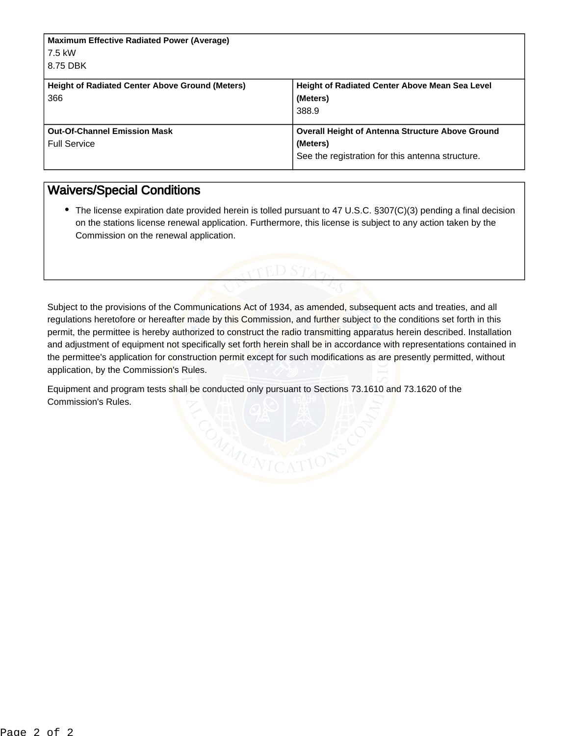| | |
|---|---|
| **Maximum Effective Radiated Power (Average)**<br>7.5 kW<br>8.75 DBK | |
| **Height of Radiated Center Above Ground (Meters)**<br>366 | **Height of Radiated Center Above Mean Sea Level (Meters)**<br>388.9 |
| **Out-Of-Channel Emission Mask**<br>Full Service | **Overall Height of Antenna Structure Above Ground (Meters)**<br>See the registration for this antenna structure. |

## Waivers/Special Conditions

- The license expiration date provided herein is tolled pursuant to 47 U.S.C. §307(C)(3) pending a final decision on the stations license renewal application. Furthermore, this license is subject to any action taken by the Commission on the renewal application.

Subject to the provisions of the Communications Act of 1934, as amended, subsequent acts and treaties, and all regulations heretofore or hereafter made by this Commission, and further subject to the conditions set forth in this permit, the permittee is hereby authorized to construct the radio transmitting apparatus herein described. Installation and adjustment of equipment not specifically set forth herein shall be in accordance with representations contained in the permittee's application for construction permit except for such modifications as are presently permitted, without application, by the Commission's Rules.

Equipment and program tests shall be conducted only pursuant to Sections 73.1610 and 73.1620 of the Commission's Rules.